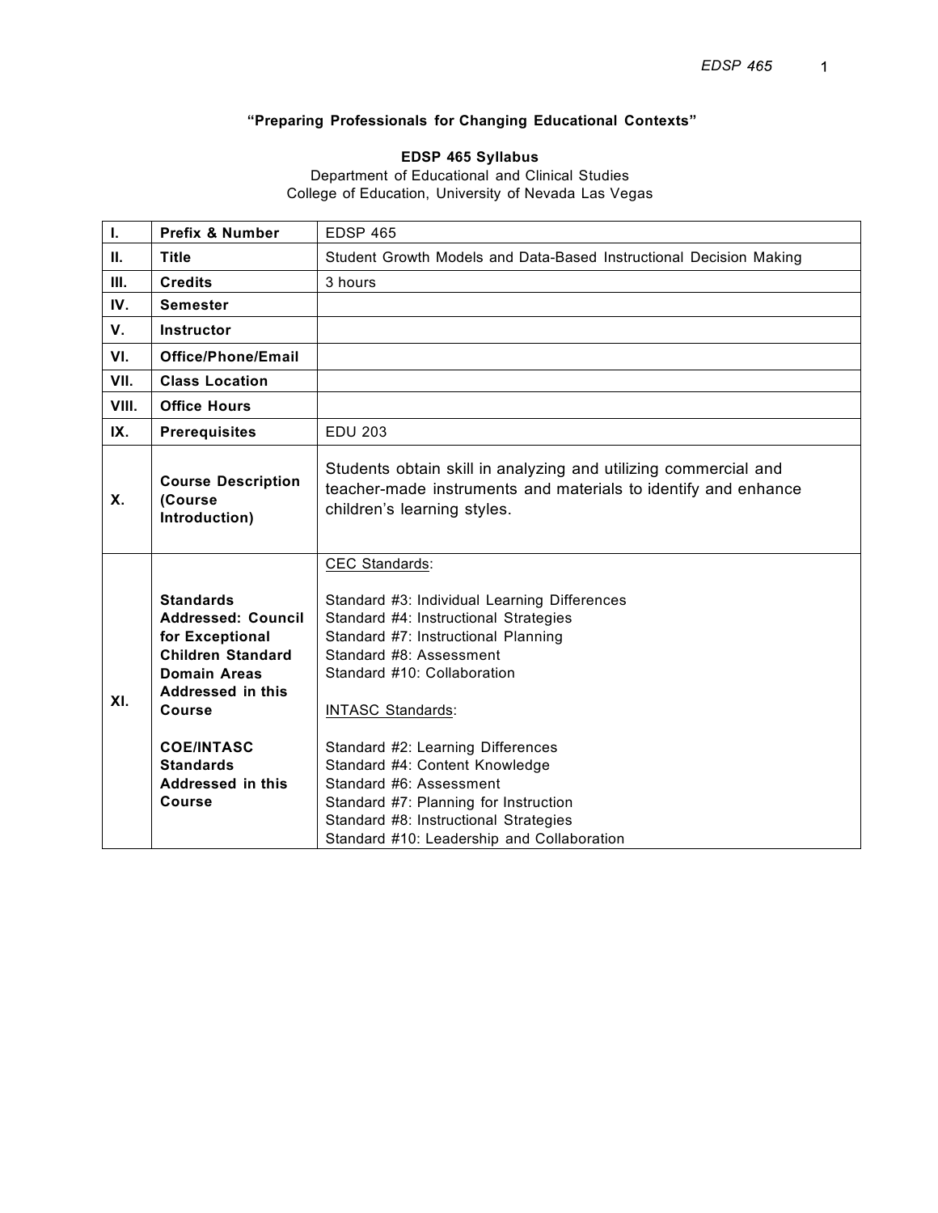**"Preparing Professionals for Changing Educational Contexts"**

**EDSP 465 Syllabus**

Department of Educational and Clinical Studies
College of Education, University of Nevada Las Vegas

| | | |
|---|---|---|
| **I.** | **Prefix & Number** | EDSP 465 |
| **II.** | **Title** | Student Growth Models and Data-Based Instructional Decision Making |
| **III.** | **Credits** | 3 hours |
| **IV.** | **Semester** | |
| **V.** | **Instructor** | |
| **VI.** | **Office/Phone/Email** | |
| **VII.** | **Class Location** | |
| **VIII.** | **Office Hours** | |
| **IX.** | **Prerequisites** | EDU 203 |
| **X.** | **Course Description (Course Introduction)** | Students obtain skill in analyzing and utilizing commercial and teacher-made instruments and materials to identify and enhance children's learning styles. |
| **XI.** | **Standards Addressed: Council for Exceptional Children Standard Domain Areas Addressed in this Course**<br><br>**COE/INTASC Standards Addressed in this Course** | CEC Standards:<br><br>Standard #3: Individual Learning Differences<br>Standard #4: Instructional Strategies<br>Standard #7: Instructional Planning<br>Standard #8: Assessment<br>Standard #10: Collaboration<br><br>INTASC Standards:<br><br>Standard #2: Learning Differences<br>Standard #4: Content Knowledge<br>Standard #6: Assessment<br>Standard #7: Planning for Instruction<br>Standard #8: Instructional Strategies<br>Standard #10: Leadership and Collaboration |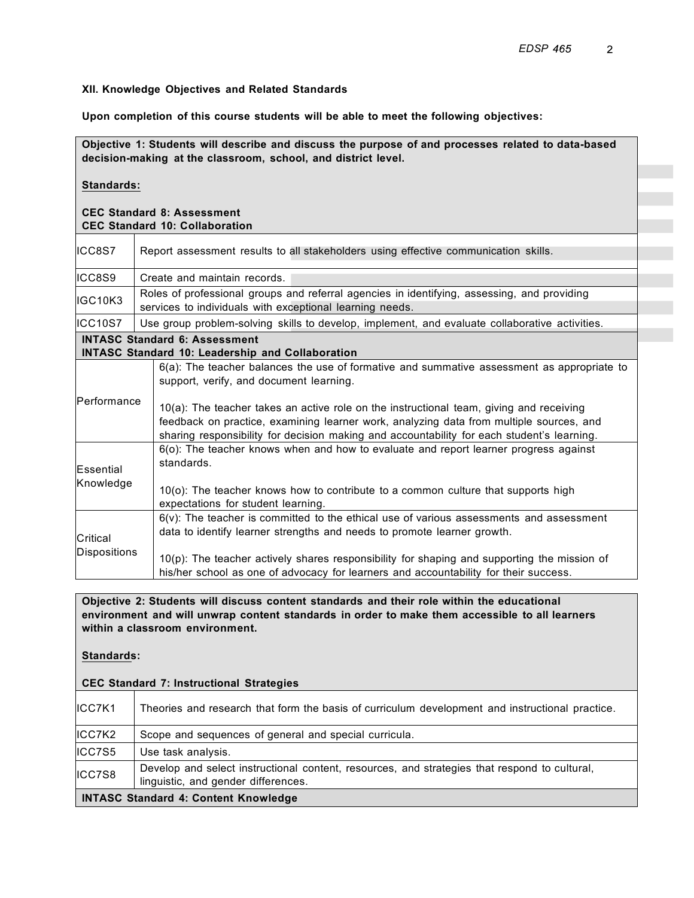### XII. Knowledge Objectives and Related Standards

**Upon completion of this course students will be able to meet the following objectives:**

**Objective 1: Students will describe and discuss the purpose of and processes related to data-based decision-making at the classroom, school, and district level.**

**Standards:**

**CEC Standard 8: Assessment**
**CEC Standard 10: Collaboration**

| | |
|---|---|
| ICC8S7 | Report assessment results to all stakeholders using effective communication skills. |
| ICC8S9 | Create and maintain records. |
| IGC10K3 | Roles of professional groups and referral agencies in identifying, assessing, and providing services to individuals with exceptional learning needs. |
| ICC10S7 | Use group problem-solving skills to develop, implement, and evaluate collaborative activities. |

**INTASC Standard 6: Assessment**
**INTASC Standard 10: Leadership and Collaboration**

| | |
|---|---|
| Performance | 6(a): The teacher balances the use of formative and summative assessment as appropriate to support, verify, and document learning.<br><br>10(a): The teacher takes an active role on the instructional team, giving and receiving feedback on practice, examining learner work, analyzing data from multiple sources, and sharing responsibility for decision making and accountability for each student's learning. |
| Essential Knowledge | 6(o): The teacher knows when and how to evaluate and report learner progress against standards.<br><br>10(o): The teacher knows how to contribute to a common culture that supports high expectations for student learning. |
| Critical Dispositions | 6(v): The teacher is committed to the ethical use of various assessments and assessment data to identify learner strengths and needs to promote learner growth.<br><br>10(p): The teacher actively shares responsibility for shaping and supporting the mission of his/her school as one of advocacy for learners and accountability for their success. |

**Objective 2: Students will discuss content standards and their role within the educational environment and will unwrap content standards in order to make them accessible to all learners within a classroom environment.**

**Standards:**

**CEC Standard 7: Instructional Strategies**

| | |
|---|---|
| ICC7K1 | Theories and research that form the basis of curriculum development and instructional practice. |
| ICC7K2 | Scope and sequences of general and special curricula. |
| ICC7S5 | Use task analysis. |
| ICC7S8 | Develop and select instructional content, resources, and strategies that respond to cultural, linguistic, and gender differences. |

**INTASC Standard 4: Content Knowledge**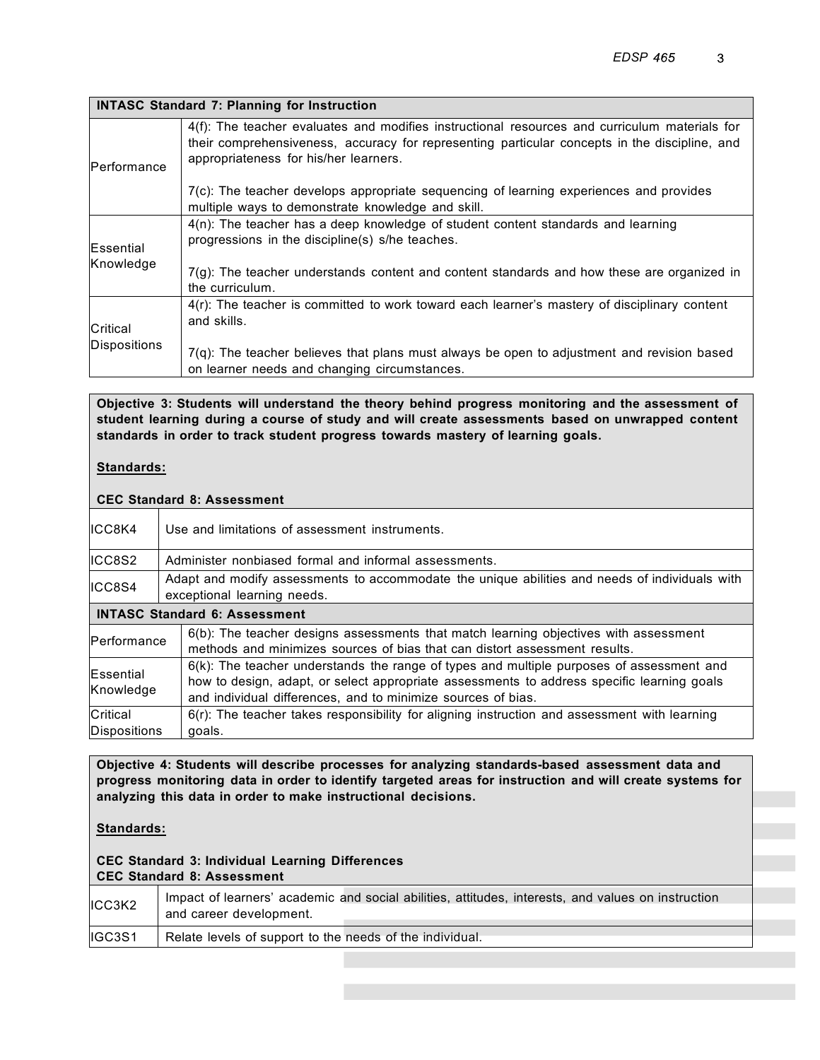| **INTASC Standard 7: Planning for Instruction** | |
|---|---|
| Performance | 4(f): The teacher evaluates and modifies instructional resources and curriculum materials for their comprehensiveness, accuracy for representing particular concepts in the discipline, and appropriateness for his/her learners.<br><br>7(c): The teacher develops appropriate sequencing of learning experiences and provides multiple ways to demonstrate knowledge and skill. |
| Essential Knowledge | 4(n): The teacher has a deep knowledge of student content standards and learning progressions in the discipline(s) s/he teaches.<br><br>7(g): The teacher understands content and content standards and how these are organized in the curriculum. |
| Critical Dispositions | 4(r): The teacher is committed to work toward each learner's mastery of disciplinary content and skills.<br><br>7(q): The teacher believes that plans must always be open to adjustment and revision based on learner needs and changing circumstances. |

**Objective 3: Students will understand the theory behind progress monitoring and the assessment of student learning during a course of study and will create assessments based on unwrapped content standards in order to track student progress towards mastery of learning goals.**

**Standards:**

**CEC Standard 8: Assessment**

| | |
|---|---|
| ICC8K4 | Use and limitations of assessment instruments. |
| ICC8S2 | Administer nonbiased formal and informal assessments. |
| ICC8S4 | Adapt and modify assessments to accommodate the unique abilities and needs of individuals with exceptional learning needs. |

| **INTASC Standard 6: Assessment** | |
|---|---|
| Performance | 6(b): The teacher designs assessments that match learning objectives with assessment methods and minimizes sources of bias that can distort assessment results. |
| Essential Knowledge | 6(k): The teacher understands the range of types and multiple purposes of assessment and how to design, adapt, or select appropriate assessments to address specific learning goals and individual differences, and to minimize sources of bias. |
| Critical Dispositions | 6(r): The teacher takes responsibility for aligning instruction and assessment with learning goals. |

**Objective 4: Students will describe processes for analyzing standards-based assessment data and progress monitoring data in order to identify targeted areas for instruction and will create systems for analyzing this data in order to make instructional decisions.**

**Standards:**

**CEC Standard 3: Individual Learning Differences**
**CEC Standard 8: Assessment**

| | |
|---|---|
| ICC3K2 | Impact of learners' academic and social abilities, attitudes, interests, and values on instruction and career development. |
| IGC3S1 | Relate levels of support to the needs of the individual. |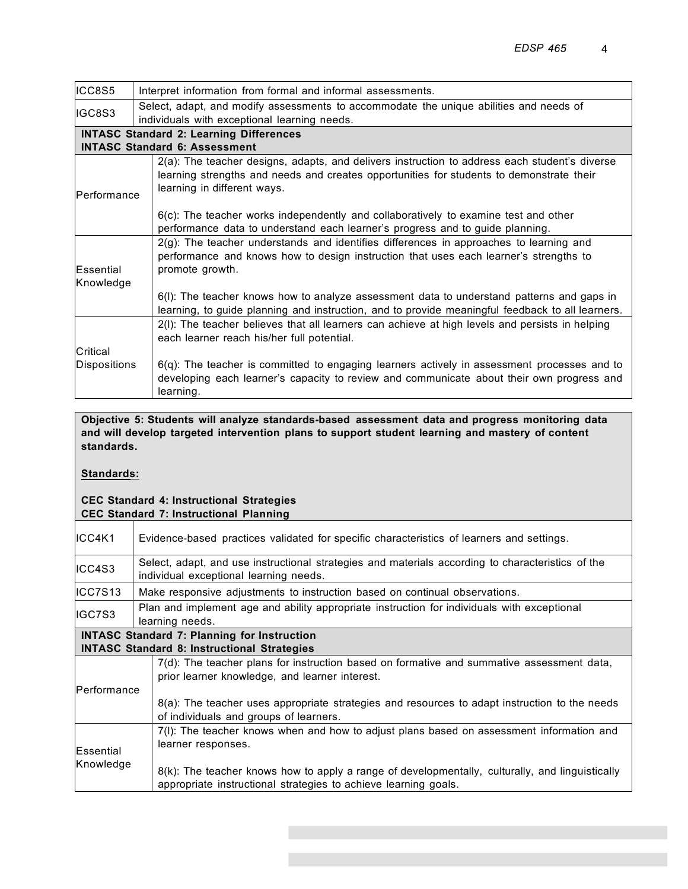| | |
|---|---|
| ICC8S5 | Interpret information from formal and informal assessments. |
| IGC8S3 | Select, adapt, and modify assessments to accommodate the unique abilities and needs of individuals with exceptional learning needs. |
| **INTASC Standard 2: Learning Differences** **INTASC Standard 6: Assessment** | |
| Performance | 2(a): The teacher designs, adapts, and delivers instruction to address each student's diverse learning strengths and needs and creates opportunities for students to demonstrate their learning in different ways.<br><br>6(c): The teacher works independently and collaboratively to examine test and other performance data to understand each learner's progress and to guide planning. |
| Essential Knowledge | 2(g): The teacher understands and identifies differences in approaches to learning and performance and knows how to design instruction that uses each learner's strengths to promote growth.<br><br>6(l): The teacher knows how to analyze assessment data to understand patterns and gaps in learning, to guide planning and instruction, and to provide meaningful feedback to all learners. |
| Critical Dispositions | 2(l): The teacher believes that all learners can achieve at high levels and persists in helping each learner reach his/her full potential.<br><br>6(q): The teacher is committed to engaging learners actively in assessment processes and to developing each learner's capacity to review and communicate about their own progress and learning. |

**Objective 5: Students will analyze standards-based assessment data and progress monitoring data and will develop targeted intervention plans to support student learning and mastery of content standards.**

**Standards:**

**CEC Standard 4: Instructional Strategies**
**CEC Standard 7: Instructional Planning**

| | |
|---|---|
| ICC4K1 | Evidence-based practices validated for specific characteristics of learners and settings. |
| ICC4S3 | Select, adapt, and use instructional strategies and materials according to characteristics of the individual exceptional learning needs. |
| ICC7S13 | Make responsive adjustments to instruction based on continual observations. |
| IGC7S3 | Plan and implement age and ability appropriate instruction for individuals with exceptional learning needs. |
| **INTASC Standard 7: Planning for Instruction** **INTASC Standard 8: Instructional Strategies** | |
| Performance | 7(d): The teacher plans for instruction based on formative and summative assessment data, prior learner knowledge, and learner interest.<br><br>8(a): The teacher uses appropriate strategies and resources to adapt instruction to the needs of individuals and groups of learners. |
| Essential Knowledge | 7(l): The teacher knows when and how to adjust plans based on assessment information and learner responses.<br><br>8(k): The teacher knows how to apply a range of developmentally, culturally, and linguistically appropriate instructional strategies to achieve learning goals. |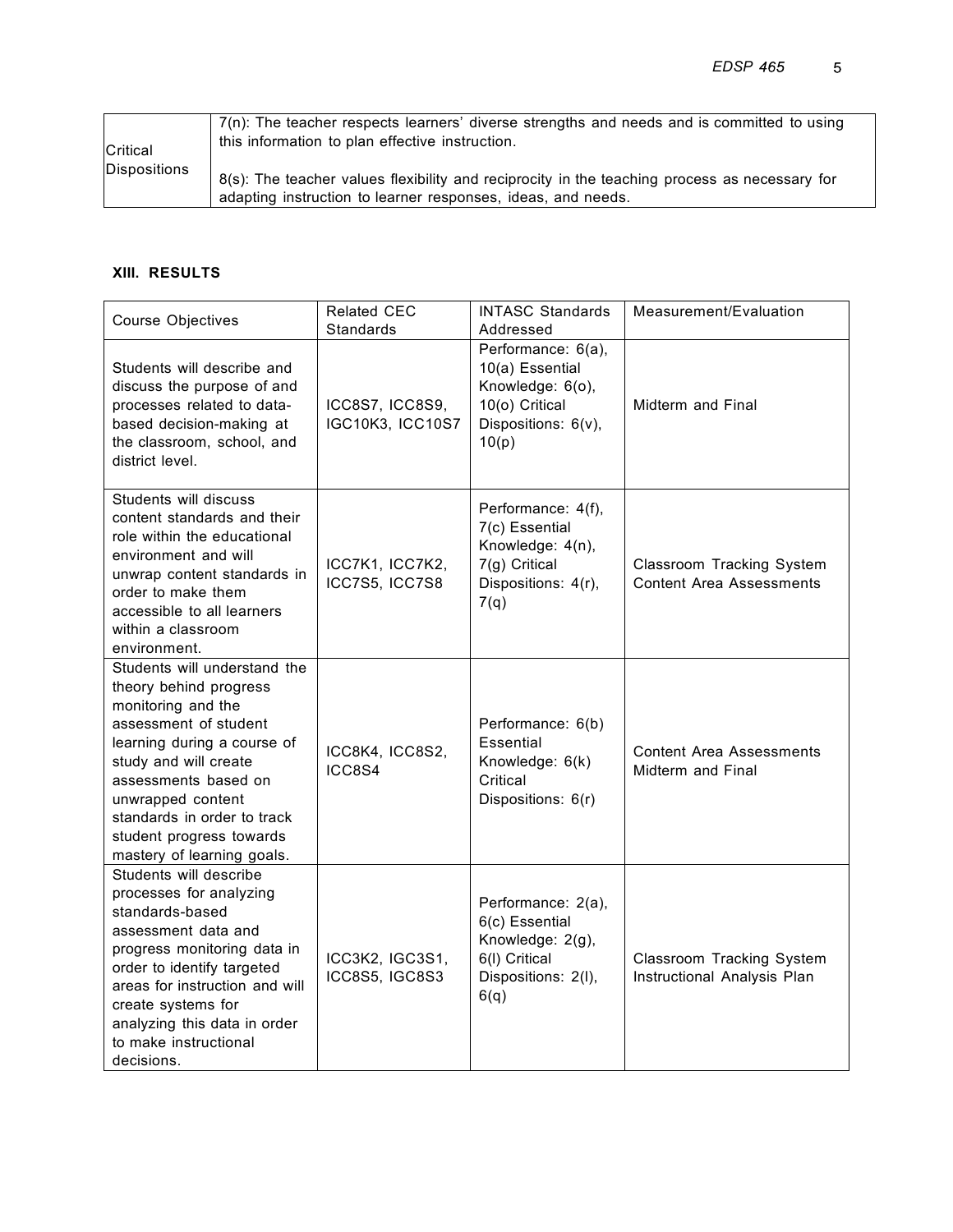| | |
|---|---|
| Critical Dispositions | 7(n): The teacher respects learners' diverse strengths and needs and is committed to using this information to plan effective instruction.<br><br>8(s): The teacher values flexibility and reciprocity in the teaching process as necessary for adapting instruction to learner responses, ideas, and needs. |

### XIII. RESULTS

| Course Objectives | Related CEC Standards | INTASC Standards Addressed | Measurement/Evaluation |
|---|---|---|---|
| Students will describe and discuss the purpose of and processes related to data-based decision-making at the classroom, school, and district level. | ICC8S7, ICC8S9, IGC10K3, ICC10S7 | Performance: 6(a), 10(a) Essential Knowledge: 6(o), 10(o) Critical Dispositions: 6(v), 10(p) | Midterm and Final |
| Students will discuss content standards and their role within the educational environment and will unwrap content standards in order to make them accessible to all learners within a classroom environment. | ICC7K1, ICC7K2, ICC7S5, ICC7S8 | Performance: 4(f), 7(c) Essential Knowledge: 4(n), 7(g) Critical Dispositions: 4(r), 7(q) | Classroom Tracking System Content Area Assessments |
| Students will understand the theory behind progress monitoring and the assessment of student learning during a course of study and will create assessments based on unwrapped content standards in order to track student progress towards mastery of learning goals. | ICC8K4, ICC8S2, ICC8S4 | Performance: 6(b) Essential Knowledge: 6(k) Critical Dispositions: 6(r) | Content Area Assessments Midterm and Final |
| Students will describe processes for analyzing standards-based assessment data and progress monitoring data in order to identify targeted areas for instruction and will create systems for analyzing this data in order to make instructional decisions. | ICC3K2, IGC3S1, ICC8S5, IGC8S3 | Performance: 2(a), 6(c) Essential Knowledge: 2(g), 6(l) Critical Dispositions: 2(l), 6(q) | Classroom Tracking System Instructional Analysis Plan |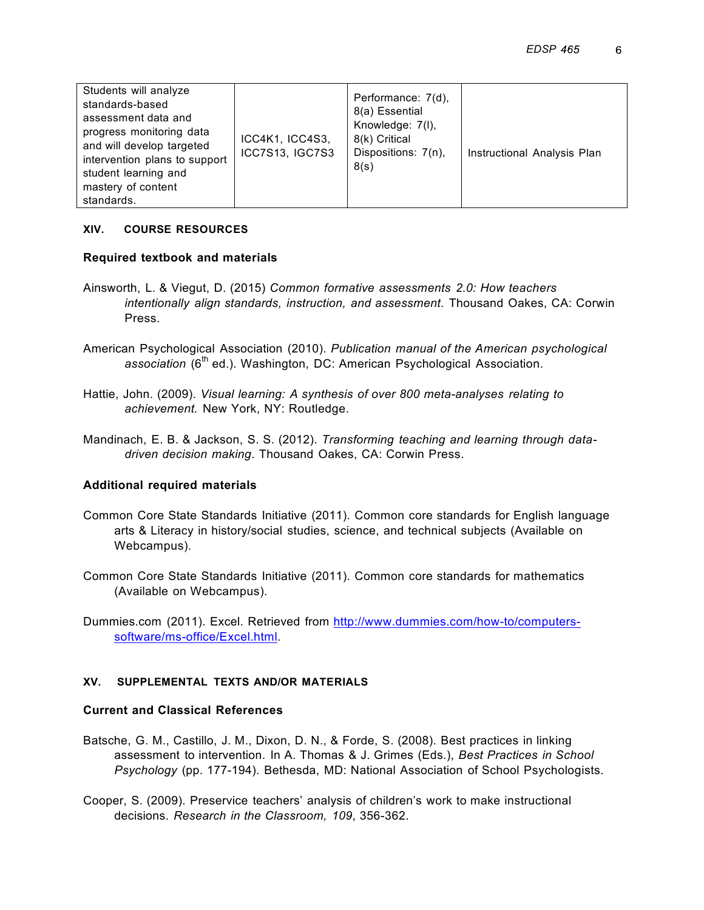| Students will analyze standards-based assessment data and progress monitoring data and will develop targeted intervention plans to support student learning and mastery of content standards. | ICC4K1, ICC4S3, ICC7S13, IGC7S3 | Performance: 7(d), 8(a) Essential Knowledge: 7(l), 8(k) Critical Dispositions: 7(n), 8(s) | Instructional Analysis Plan |
|---|---|---|---|

## XIV. COURSE RESOURCES

### Required textbook and materials

Ainsworth, L. & Viegut, D. (2015) *Common formative assessments 2.0: How teachers intentionally align standards, instruction, and assessment*. Thousand Oakes, CA: Corwin Press.

American Psychological Association (2010). *Publication manual of the American psychological association* (6th ed.). Washington, DC: American Psychological Association.

Hattie, John. (2009). *Visual learning: A synthesis of over 800 meta-analyses relating to achievement.* New York, NY: Routledge.

Mandinach, E. B. & Jackson, S. S. (2012). *Transforming teaching and learning through data-driven decision making*. Thousand Oakes, CA: Corwin Press.

### Additional required materials

Common Core State Standards Initiative (2011). Common core standards for English language arts & Literacy in history/social studies, science, and technical subjects (Available on Webcampus).

Common Core State Standards Initiative (2011). Common core standards for mathematics (Available on Webcampus).

Dummies.com (2011). Excel. Retrieved from http://www.dummies.com/how-to/computers-software/ms-office/Excel.html.

## XV. SUPPLEMENTAL TEXTS AND/OR MATERIALS

### Current and Classical References

Batsche, G. M., Castillo, J. M., Dixon, D. N., & Forde, S. (2008). Best practices in linking assessment to intervention. In A. Thomas & J. Grimes (Eds.), *Best Practices in School Psychology* (pp. 177-194). Bethesda, MD: National Association of School Psychologists.

Cooper, S. (2009). Preservice teachers' analysis of children's work to make instructional decisions. *Research in the Classroom, 109*, 356-362.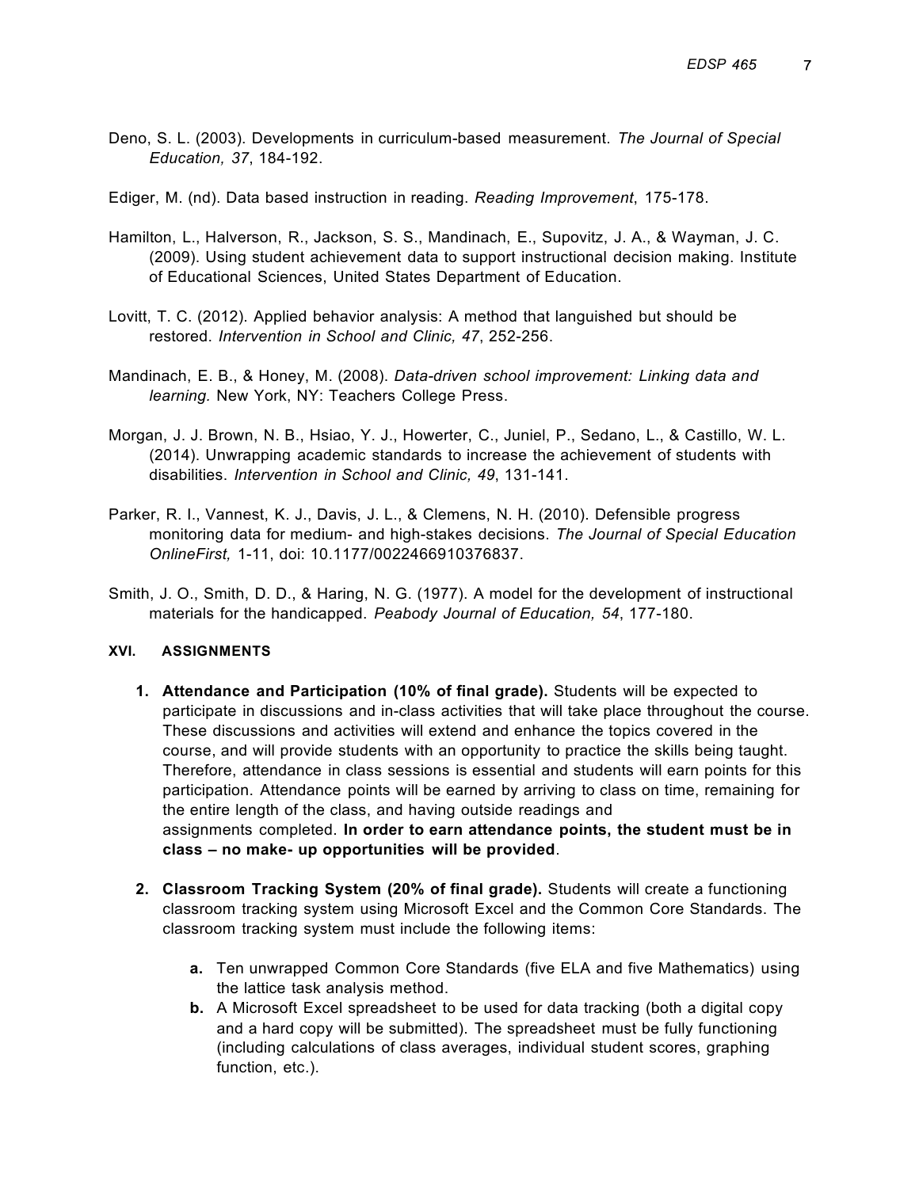Deno, S. L. (2003). Developments in curriculum-based measurement. *The Journal of Special Education, 37*, 184-192.

Ediger, M. (nd). Data based instruction in reading. *Reading Improvement*, 175-178.

Hamilton, L., Halverson, R., Jackson, S. S., Mandinach, E., Supovitz, J. A., & Wayman, J. C. (2009). Using student achievement data to support instructional decision making. Institute of Educational Sciences, United States Department of Education.

Lovitt, T. C. (2012). Applied behavior analysis: A method that languished but should be restored. *Intervention in School and Clinic, 47*, 252-256.

Mandinach, E. B., & Honey, M. (2008). *Data-driven school improvement: Linking data and learning.* New York, NY: Teachers College Press.

Morgan, J. J. Brown, N. B., Hsiao, Y. J., Howerter, C., Juniel, P., Sedano, L., & Castillo, W. L. (2014). Unwrapping academic standards to increase the achievement of students with disabilities. *Intervention in School and Clinic, 49*, 131-141.

Parker, R. I., Vannest, K. J., Davis, J. L., & Clemens, N. H. (2010). Defensible progress monitoring data for medium- and high-stakes decisions. *The Journal of Special Education OnlineFirst,* 1-11, doi: 10.1177/0022466910376837.

Smith, J. O., Smith, D. D., & Haring, N. G. (1977). A model for the development of instructional materials for the handicapped. *Peabody Journal of Education, 54*, 177-180.

## XVI. ASSIGNMENTS

1. **Attendance and Participation (10% of final grade).** Students will be expected to participate in discussions and in-class activities that will take place throughout the course. These discussions and activities will extend and enhance the topics covered in the course, and will provide students with an opportunity to practice the skills being taught. Therefore, attendance in class sessions is essential and students will earn points for this participation. Attendance points will be earned by arriving to class on time, remaining for the entire length of the class, and having outside readings and assignments completed. **In order to earn attendance points, the student must be in class – no make- up opportunities will be provided**.

2. **Classroom Tracking System (20% of final grade).** Students will create a functioning classroom tracking system using Microsoft Excel and the Common Core Standards. The classroom tracking system must include the following items:

    a. Ten unwrapped Common Core Standards (five ELA and five Mathematics) using the lattice task analysis method.
    b. A Microsoft Excel spreadsheet to be used for data tracking (both a digital copy and a hard copy will be submitted). The spreadsheet must be fully functioning (including calculations of class averages, individual student scores, graphing function, etc.).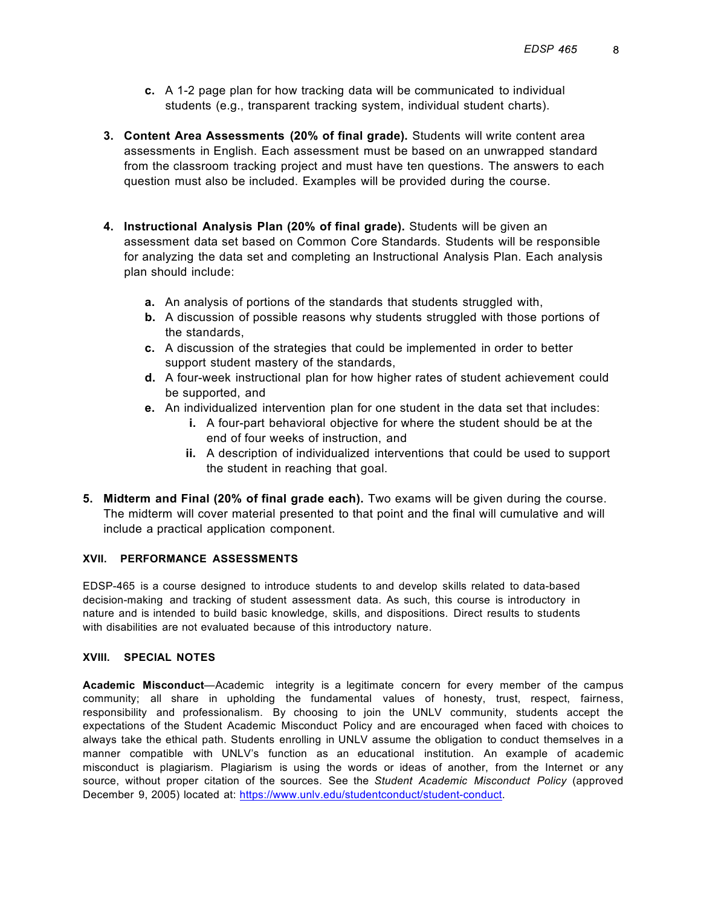c. A 1-2 page plan for how tracking data will be communicated to individual students (e.g., transparent tracking system, individual student charts).

3. **Content Area Assessments (20% of final grade).** Students will write content area assessments in English. Each assessment must be based on an unwrapped standard from the classroom tracking project and must have ten questions. The answers to each question must also be included. Examples will be provided during the course.

4. **Instructional Analysis Plan (20% of final grade).** Students will be given an assessment data set based on Common Core Standards. Students will be responsible for analyzing the data set and completing an Instructional Analysis Plan. Each analysis plan should include:

   a. An analysis of portions of the standards that students struggled with,
   b. A discussion of possible reasons why students struggled with those portions of the standards,
   c. A discussion of the strategies that could be implemented in order to better support student mastery of the standards,
   d. A four-week instructional plan for how higher rates of student achievement could be supported, and
   e. An individualized intervention plan for one student in the data set that includes:
      i. A four-part behavioral objective for where the student should be at the end of four weeks of instruction, and
      ii. A description of individualized interventions that could be used to support the student in reaching that goal.

5. **Midterm and Final (20% of final grade each).** Two exams will be given during the course. The midterm will cover material presented to that point and the final will cumulative and will include a practical application component.

## XVII. PERFORMANCE ASSESSMENTS

EDSP-465 is a course designed to introduce students to and develop skills related to data-based decision-making and tracking of student assessment data. As such, this course is introductory in nature and is intended to build basic knowledge, skills, and dispositions. Direct results to students with disabilities are not evaluated because of this introductory nature.

## XVIII. SPECIAL NOTES

**Academic Misconduct**—Academic integrity is a legitimate concern for every member of the campus community; all share in upholding the fundamental values of honesty, trust, respect, fairness, responsibility and professionalism. By choosing to join the UNLV community, students accept the expectations of the Student Academic Misconduct Policy and are encouraged when faced with choices to always take the ethical path. Students enrolling in UNLV assume the obligation to conduct themselves in a manner compatible with UNLV's function as an educational institution. An example of academic misconduct is plagiarism. Plagiarism is using the words or ideas of another, from the Internet or any source, without proper citation of the sources. See the *Student Academic Misconduct Policy* (approved December 9, 2005) located at: https://www.unlv.edu/studentconduct/student-conduct.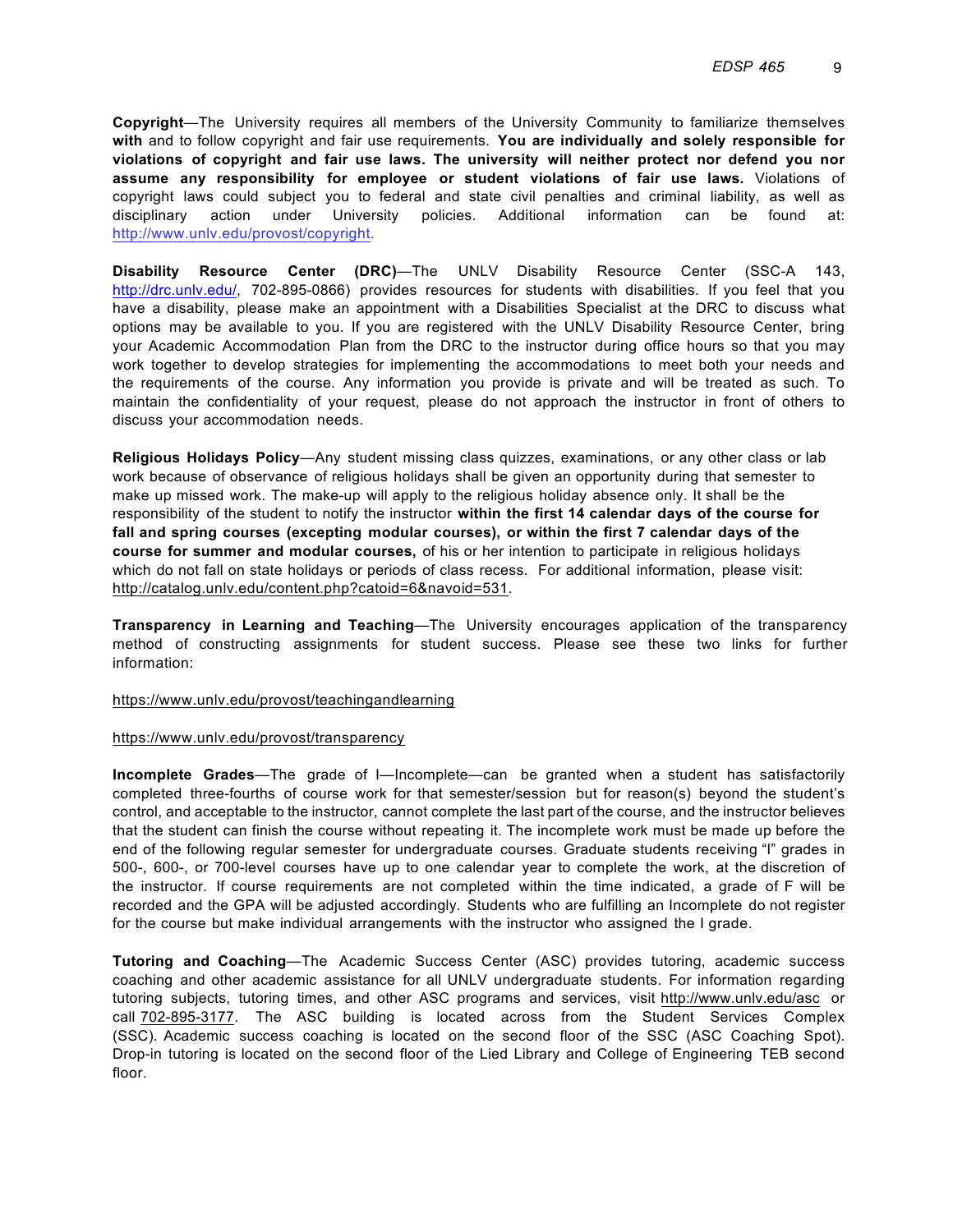**Copyright**—The University requires all members of the University Community to familiarize themselves **with** and to follow copyright and fair use requirements. **You are individually and solely responsible for violations of copyright and fair use laws. The university will neither protect nor defend you nor assume any responsibility for employee or student violations of fair use laws.** Violations of copyright laws could subject you to federal and state civil penalties and criminal liability, as well as disciplinary action under University policies. Additional information can be found at: http://www.unlv.edu/provost/copyright.

**Disability Resource Center (DRC)**—The UNLV Disability Resource Center (SSC-A 143, http://drc.unlv.edu/, 702-895-0866) provides resources for students with disabilities. If you feel that you have a disability, please make an appointment with a Disabilities Specialist at the DRC to discuss what options may be available to you. If you are registered with the UNLV Disability Resource Center, bring your Academic Accommodation Plan from the DRC to the instructor during office hours so that you may work together to develop strategies for implementing the accommodations to meet both your needs and the requirements of the course. Any information you provide is private and will be treated as such. To maintain the confidentiality of your request, please do not approach the instructor in front of others to discuss your accommodation needs.

**Religious Holidays Policy**—Any student missing class quizzes, examinations, or any other class or lab work because of observance of religious holidays shall be given an opportunity during that semester to make up missed work. The make-up will apply to the religious holiday absence only. It shall be the responsibility of the student to notify the instructor **within the first 14 calendar days of the course for fall and spring courses (excepting modular courses), or within the first 7 calendar days of the course for summer and modular courses,** of his or her intention to participate in religious holidays which do not fall on state holidays or periods of class recess. For additional information, please visit: http://catalog.unlv.edu/content.php?catoid=6&navoid=531.

**Transparency in Learning and Teaching**—The University encourages application of the transparency method of constructing assignments for student success. Please see these two links for further information:

https://www.unlv.edu/provost/teachingandlearning

https://www.unlv.edu/provost/transparency

**Incomplete Grades**—The grade of I—Incomplete—can be granted when a student has satisfactorily completed three-fourths of course work for that semester/session but for reason(s) beyond the student's control, and acceptable to the instructor, cannot complete the last part of the course, and the instructor believes that the student can finish the course without repeating it. The incomplete work must be made up before the end of the following regular semester for undergraduate courses. Graduate students receiving "I" grades in 500-, 600-, or 700-level courses have up to one calendar year to complete the work, at the discretion of the instructor. If course requirements are not completed within the time indicated, a grade of F will be recorded and the GPA will be adjusted accordingly. Students who are fulfilling an Incomplete do not register for the course but make individual arrangements with the instructor who assigned the I grade.

**Tutoring and Coaching**—The Academic Success Center (ASC) provides tutoring, academic success coaching and other academic assistance for all UNLV undergraduate students. For information regarding tutoring subjects, tutoring times, and other ASC programs and services, visit http://www.unlv.edu/asc or call 702-895-3177. The ASC building is located across from the Student Services Complex (SSC). Academic success coaching is located on the second floor of the SSC (ASC Coaching Spot). Drop-in tutoring is located on the second floor of the Lied Library and College of Engineering TEB second floor.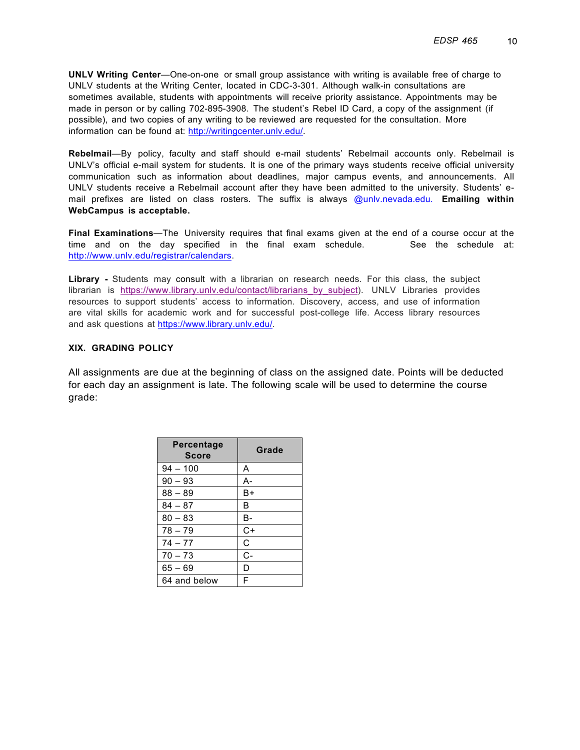**UNLV Writing Center**—One-on-one or small group assistance with writing is available free of charge to UNLV students at the Writing Center, located in CDC-3-301. Although walk-in consultations are sometimes available, students with appointments will receive priority assistance. Appointments may be made in person or by calling 702-895-3908. The student's Rebel ID Card, a copy of the assignment (if possible), and two copies of any writing to be reviewed are requested for the consultation. More information can be found at: http://writingcenter.unlv.edu/.

**Rebelmail**—By policy, faculty and staff should e-mail students' Rebelmail accounts only. Rebelmail is UNLV's official e-mail system for students. It is one of the primary ways students receive official university communication such as information about deadlines, major campus events, and announcements. All UNLV students receive a Rebelmail account after they have been admitted to the university. Students' e-mail prefixes are listed on class rosters. The suffix is always @unlv.nevada.edu. **Emailing within WebCampus is acceptable.**

**Final Examinations**—The University requires that final exams given at the end of a course occur at the time and on the day specified in the final exam schedule. See the schedule at: http://www.unlv.edu/registrar/calendars.

**Library -** Students may consult with a librarian on research needs. For this class, the subject librarian is https://www.library.unlv.edu/contact/librarians_by_subject). UNLV Libraries provides resources to support students' access to information. Discovery, access, and use of information are vital skills for academic work and for successful post-college life. Access library resources and ask questions at https://www.library.unlv.edu/.

## XIX. GRADING POLICY

All assignments are due at the beginning of class on the assigned date. Points will be deducted for each day an assignment is late. The following scale will be used to determine the course grade:

| Percentage Score | Grade |
|---|---|
| 94 – 100 | A |
| 90 – 93 | A- |
| 88 – 89 | B+ |
| 84 – 87 | B |
| 80 – 83 | B- |
| 78 – 79 | C+ |
| 74 – 77 | C |
| 70 – 73 | C- |
| 65 – 69 | D |
| 64 and below | F |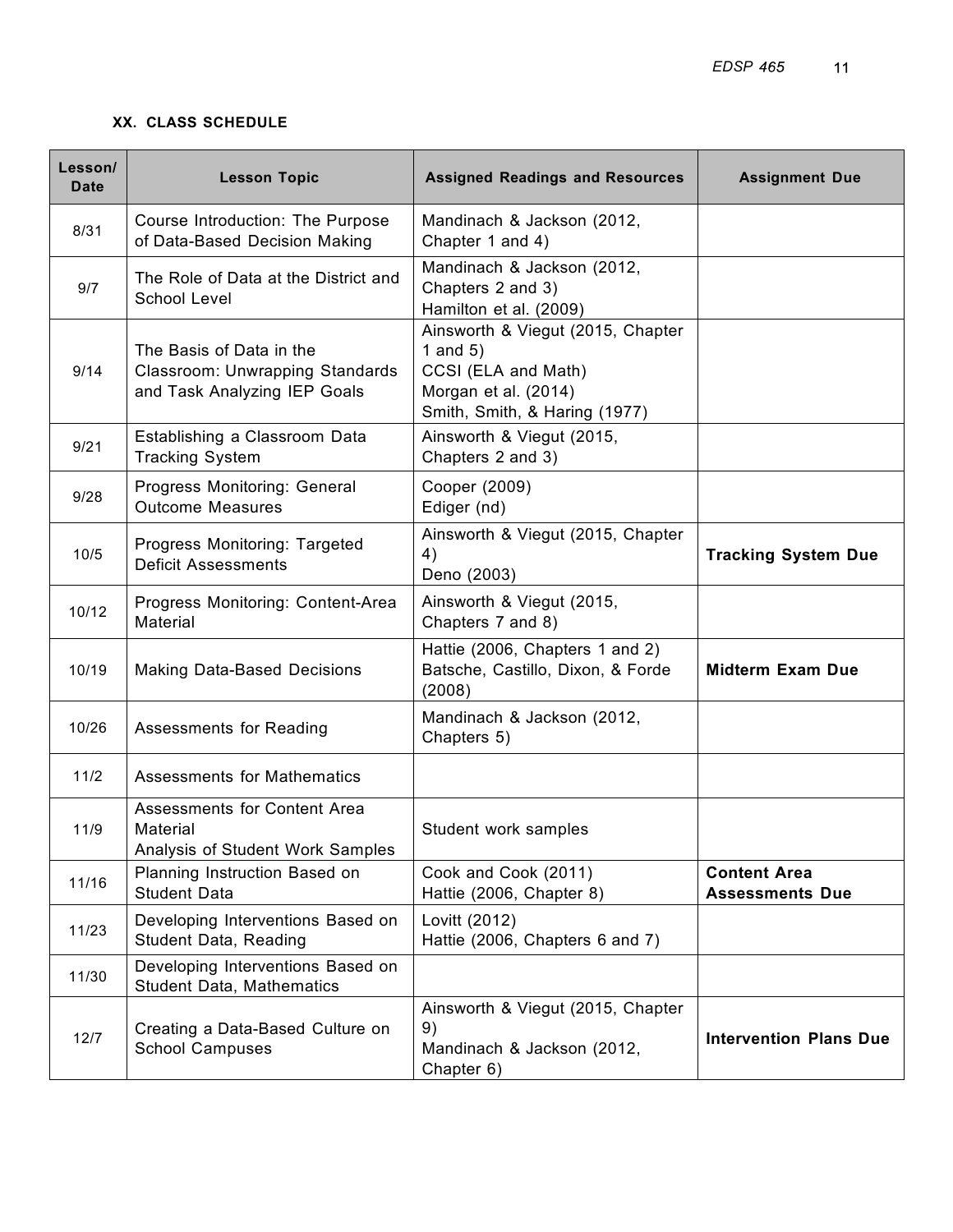## XX. CLASS SCHEDULE

| Lesson/ Date | Lesson Topic | Assigned Readings and Resources | Assignment Due |
|---|---|---|---|
| 8/31 | Course Introduction: The Purpose of Data-Based Decision Making | Mandinach & Jackson (2012, Chapter 1 and 4) | |
| 9/7 | The Role of Data at the District and School Level | Mandinach & Jackson (2012, Chapters 2 and 3)<br>Hamilton et al. (2009) | |
| 9/14 | The Basis of Data in the Classroom: Unwrapping Standards and Task Analyzing IEP Goals | Ainsworth & Viegut (2015, Chapter 1 and 5)<br>CCSI (ELA and Math)<br>Morgan et al. (2014)<br>Smith, Smith, & Haring (1977) | |
| 9/21 | Establishing a Classroom Data Tracking System | Ainsworth & Viegut (2015, Chapters 2 and 3) | |
| 9/28 | Progress Monitoring: General Outcome Measures | Cooper (2009)<br>Ediger (nd) | |
| 10/5 | Progress Monitoring: Targeted Deficit Assessments | Ainsworth & Viegut (2015, Chapter 4)<br>Deno (2003) | **Tracking System Due** |
| 10/12 | Progress Monitoring: Content-Area Material | Ainsworth & Viegut (2015, Chapters 7 and 8) | |
| 10/19 | Making Data-Based Decisions | Hattie (2006, Chapters 1 and 2)<br>Batsche, Castillo, Dixon, & Forde (2008) | **Midterm Exam Due** |
| 10/26 | Assessments for Reading | Mandinach & Jackson (2012, Chapters 5) | |
| 11/2 | Assessments for Mathematics | | |
| 11/9 | Assessments for Content Area Material<br>Analysis of Student Work Samples | Student work samples | |
| 11/16 | Planning Instruction Based on Student Data | Cook and Cook (2011)<br>Hattie (2006, Chapter 8) | **Content Area Assessments Due** |
| 11/23 | Developing Interventions Based on Student Data, Reading | Lovitt (2012)<br>Hattie (2006, Chapters 6 and 7) | |
| 11/30 | Developing Interventions Based on Student Data, Mathematics | | |
| 12/7 | Creating a Data-Based Culture on School Campuses | Ainsworth & Viegut (2015, Chapter 9)<br>Mandinach & Jackson (2012, Chapter 6) | **Intervention Plans Due** |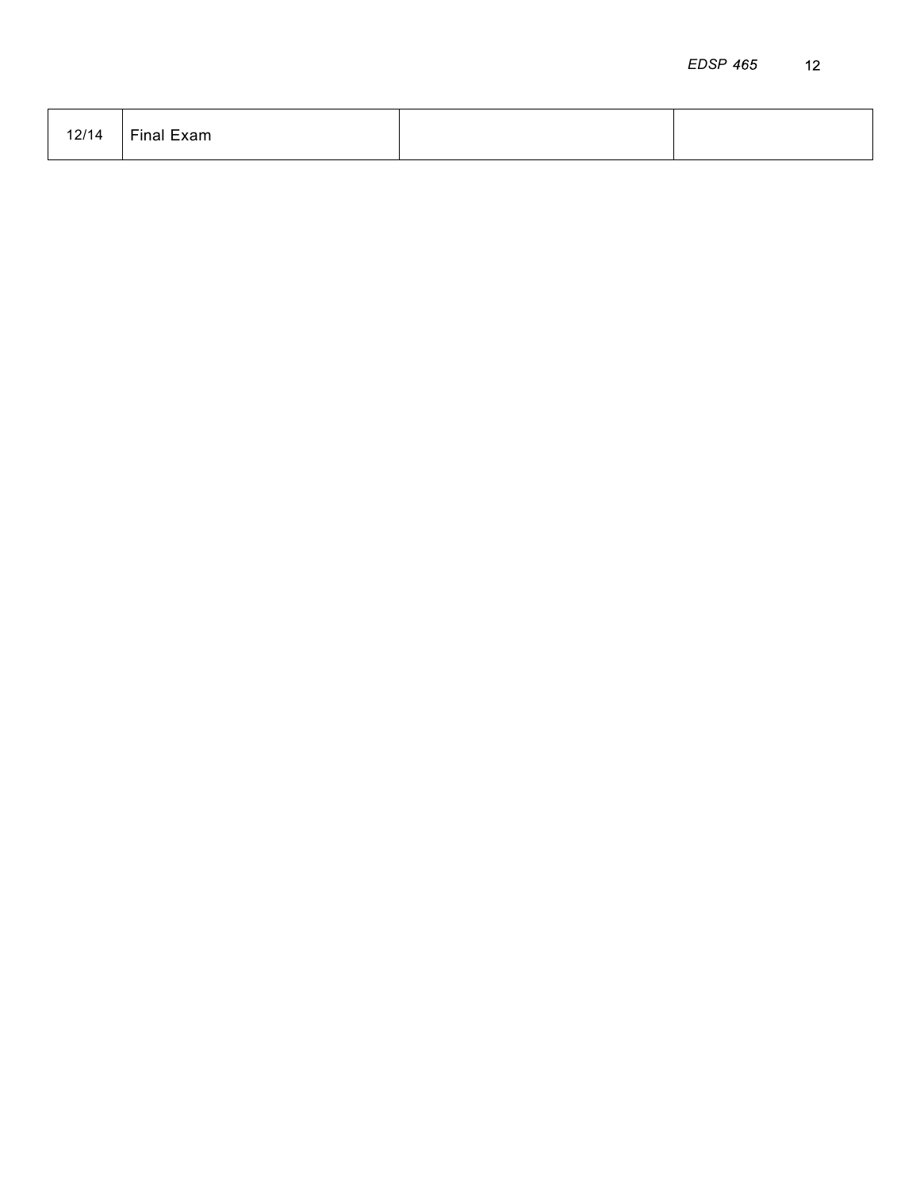| | | | |
|---|---|---|---|
| 12/14 | Final Exam | | |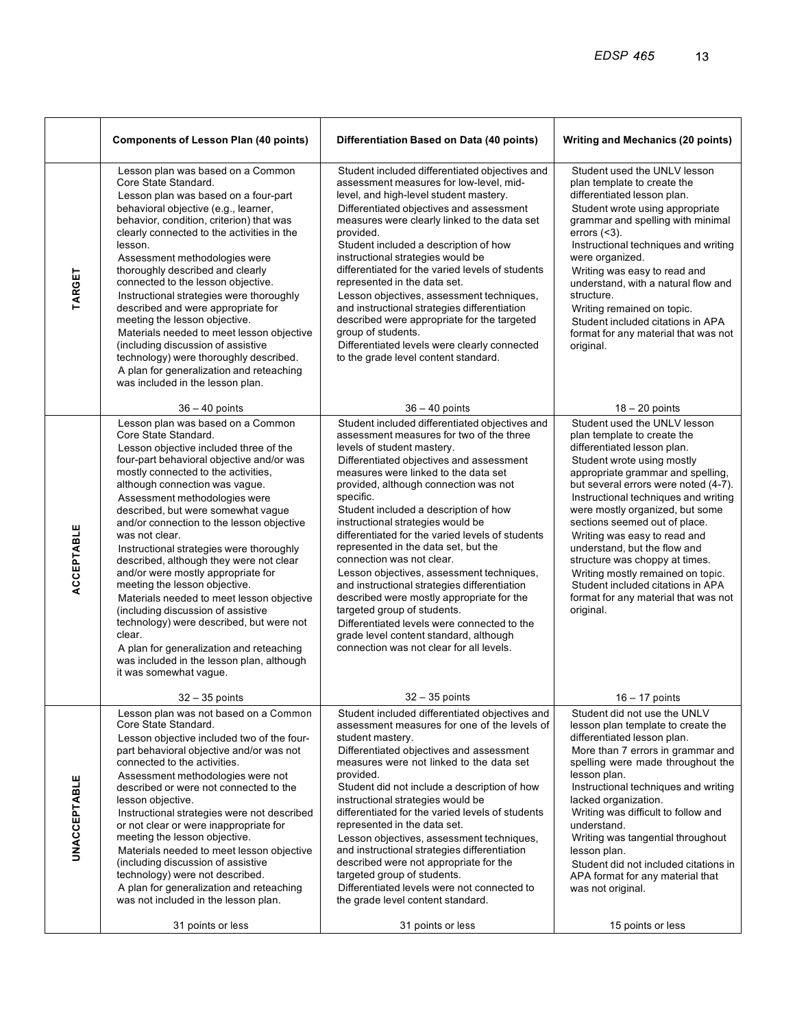| | Components of Lesson Plan (40 points) | Differentiation Based on Data (40 points) | Writing and Mechanics (20 points) |
|---|---|---|---|
| **TARGET** | Lesson plan was based on a Common Core State Standard.<br>Lesson plan was based on a four-part behavioral objective (e.g., learner, behavior, condition, criterion) that was clearly connected to the activities in the lesson.<br>Assessment methodologies were thoroughly described and clearly connected to the lesson objective.<br>Instructional strategies were thoroughly described and were appropriate for meeting the lesson objective.<br>Materials needed to meet lesson objective (including discussion of assistive technology) were thoroughly described.<br>A plan for generalization and reteaching was included in the lesson plan.<br><br>36 – 40 points | Student included differentiated objectives and assessment measures for low-level, mid-level, and high-level student mastery.<br>Differentiated objectives and assessment measures were clearly linked to the data set provided.<br>Student included a description of how instructional strategies would be differentiated for the varied levels of students represented in the data set.<br>Lesson objectives, assessment techniques, and instructional strategies differentiation described were appropriate for the targeted group of students.<br>Differentiated levels were clearly connected to the grade level content standard.<br><br>36 – 40 points | Student used the UNLV lesson plan template to create the differentiated lesson plan.<br>Student wrote using appropriate grammar and spelling with minimal errors (<3).<br>Instructional techniques and writing were organized.<br>Writing was easy to read and understand, with a natural flow and structure.<br>Writing remained on topic.<br>Student included citations in APA format for any material that was not original.<br><br>18 – 20 points |
| **ACCEPTABLE** | Lesson plan was based on a Common Core State Standard.<br>Lesson objective included three of the four-part behavioral objective and/or was mostly connected to the activities, although connection was vague.<br>Assessment methodologies were described, but were somewhat vague and/or connection to the lesson objective was not clear.<br>Instructional strategies were thoroughly described, although they were not clear and/or were mostly appropriate for meeting the lesson objective.<br>Materials needed to meet lesson objective (including discussion of assistive technology) were described, but were not clear.<br>A plan for generalization and reteaching was included in the lesson plan, although it was somewhat vague.<br><br>32 – 35 points | Student included differentiated objectives and assessment measures for two of the three levels of student mastery.<br>Differentiated objectives and assessment measures were linked to the data set provided, although connection was not specific.<br>Student included a description of how instructional strategies would be differentiated for the varied levels of students represented in the data set, but the connection was not clear.<br>Lesson objectives, assessment techniques, and instructional strategies differentiation described were mostly appropriate for the targeted group of students.<br>Differentiated levels were connected to the grade level content standard, although connection was not clear for all levels.<br><br>32 – 35 points | Student used the UNLV lesson plan template to create the differentiated lesson plan.<br>Student wrote using mostly appropriate grammar and spelling, but several errors were noted (4-7).<br>Instructional techniques and writing were mostly organized, but some sections seemed out of place.<br>Writing was easy to read and understand, but the flow and structure was choppy at times.<br>Writing mostly remained on topic.<br>Student included citations in APA format for any material that was not original.<br><br>16 – 17 points |
| **UNACCEPTABLE** | Lesson plan was not based on a Common Core State Standard.<br>Lesson objective included two of the four-part behavioral objective and/or was not connected to the activities.<br>Assessment methodologies were not described or were not connected to the lesson objective.<br>Instructional strategies were not described or not clear or were inappropriate for meeting the lesson objective.<br>Materials needed to meet lesson objective (including discussion of assistive technology) were not described.<br>A plan for generalization and reteaching was not included in the lesson plan.<br><br>31 points or less | Student included differentiated objectives and assessment measures for one of the levels of student mastery.<br>Differentiated objectives and assessment measures were not linked to the data set provided.<br>Student did not include a description of how instructional strategies would be differentiated for the varied levels of students represented in the data set.<br>Lesson objectives, assessment techniques, and instructional strategies differentiation described were not appropriate for the targeted group of students.<br>Differentiated levels were not connected to the grade level content standard.<br><br>31 points or less | Student did not use the UNLV lesson plan template to create the differentiated lesson plan.<br>More than 7 errors in grammar and spelling were made throughout the lesson plan.<br>Instructional techniques and writing lacked organization.<br>Writing was difficult to follow and understand.<br>Writing was tangential throughout lesson plan.<br>Student did not included citations in APA format for any material that was not original.<br><br>15 points or less |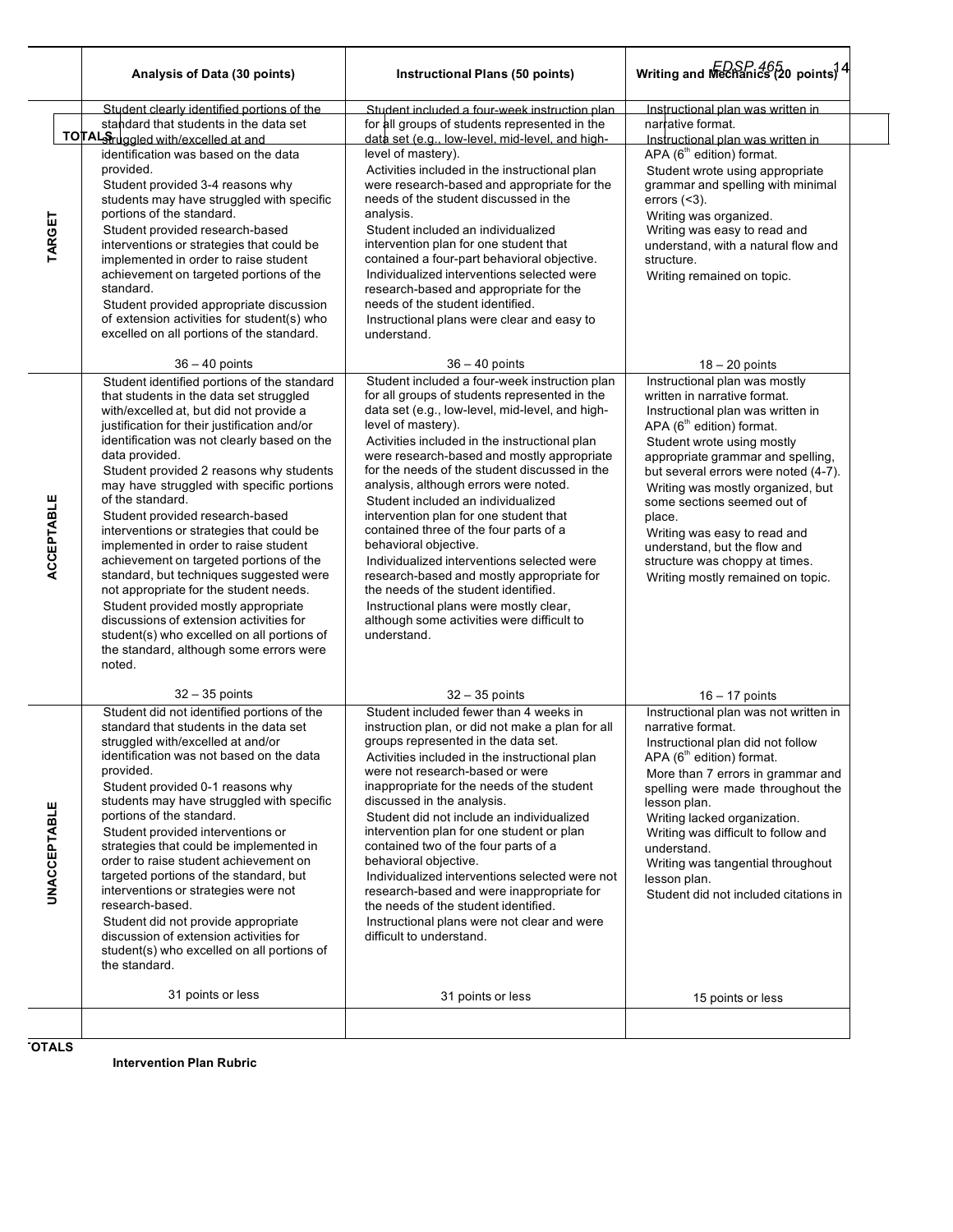| | Analysis of Data (30 points) | Instructional Plans (50 points) | Writing and Mechanics (20 points) |
|---|---|---|---|
| **TARGET** | Student clearly identified portions of the standard that students in the data set struggled with/excelled at and identification was based on the data provided.<br>Student provided 3-4 reasons why students may have struggled with specific portions of the standard.<br>Student provided research-based interventions or strategies that could be implemented in order to raise student achievement on targeted portions of the standard.<br>Student provided appropriate discussion of extension activities for student(s) who excelled on all portions of the standard.<br><br>36 – 40 points | Student included a four-week instruction plan for all groups of students represented in the data set (e.g., low-level, mid-level, and high-level of mastery).<br>Activities included in the instructional plan were research-based and appropriate for the needs of the student discussed in the analysis.<br>Student included an individualized intervention plan for one student that contained a four-part behavioral objective.<br>Individualized interventions selected were research-based and appropriate for the needs of the student identified.<br>Instructional plans were clear and easy to understand.<br><br>36 – 40 points | Instructional plan was written in narrative format.<br>Instructional plan was written in APA (6th edition) format.<br>Student wrote using appropriate grammar and spelling with minimal errors (<3).<br>Writing was organized.<br>Writing was easy to read and understand, with a natural flow and structure.<br>Writing remained on topic.<br><br>18 – 20 points |
| **ACCEPTABLE** | Student identified portions of the standard that students in the data set struggled with/excelled at, but did not provide a justification for their justification and/or identification was not clearly based on the data provided.<br>Student provided 2 reasons why students may have struggled with specific portions of the standard.<br>Student provided research-based interventions or strategies that could be implemented in order to raise student achievement on targeted portions of the standard, but techniques suggested were not appropriate for the student needs.<br>Student provided mostly appropriate discussions of extension activities for student(s) who excelled on all portions of the standard, although some errors were noted.<br><br>32 – 35 points | Student included a four-week instruction plan for all groups of students represented in the data set (e.g., low-level, mid-level, and high-level of mastery).<br>Activities included in the instructional plan were research-based and mostly appropriate for the needs of the student discussed in the analysis, although errors were noted.<br>Student included an individualized intervention plan for one student that contained three of the four parts of a behavioral objective.<br>Individualized interventions selected were research-based and mostly appropriate for the needs of the student identified.<br>Instructional plans were mostly clear, although some activities were difficult to understand.<br><br>32 – 35 points | Instructional plan was mostly written in narrative format.<br>Instructional plan was written in APA (6th edition) format.<br>Student wrote using mostly appropriate grammar and spelling, but several errors were noted (4-7).<br>Writing was mostly organized, but some sections seemed out of place.<br>Writing was easy to read and understand, but the flow and structure was choppy at times.<br>Writing mostly remained on topic.<br><br>16 – 17 points |
| **UNACCEPTABLE** | Student did not identified portions of the standard that students in the data set struggled with/excelled at and/or identification was not based on the data provided.<br>Student provided 0-1 reasons why students may have struggled with specific portions of the standard.<br>Student provided interventions or strategies that could be implemented in order to raise student achievement on targeted portions of the standard, but interventions or strategies were not research-based.<br>Student did not provide appropriate discussion of extension activities for student(s) who excelled on all portions of the standard.<br><br>31 points or less | Student included fewer than 4 weeks in instruction plan, or did not make a plan for all groups represented in the data set.<br>Activities included in the instructional plan were not research-based or were inappropriate for the needs of the student discussed in the analysis.<br>Student did not include an individualized intervention plan for one student or plan contained two of the four parts of a behavioral objective.<br>Individualized interventions selected were not research-based and were inappropriate for the needs of the student identified.<br>Instructional plans were not clear and were difficult to understand.<br><br>31 points or less | Instructional plan was not written in narrative format.<br>Instructional plan did not follow APA (6th edition) format.<br>More than 7 errors in grammar and spelling were made throughout the lesson plan.<br>Writing lacked organization.<br>Writing was difficult to follow and understand.<br>Writing was tangential throughout lesson plan.<br>Student did not included citations in<br><br>15 points or less |
| **TOTALS** | | | |

**Intervention Plan Rubric**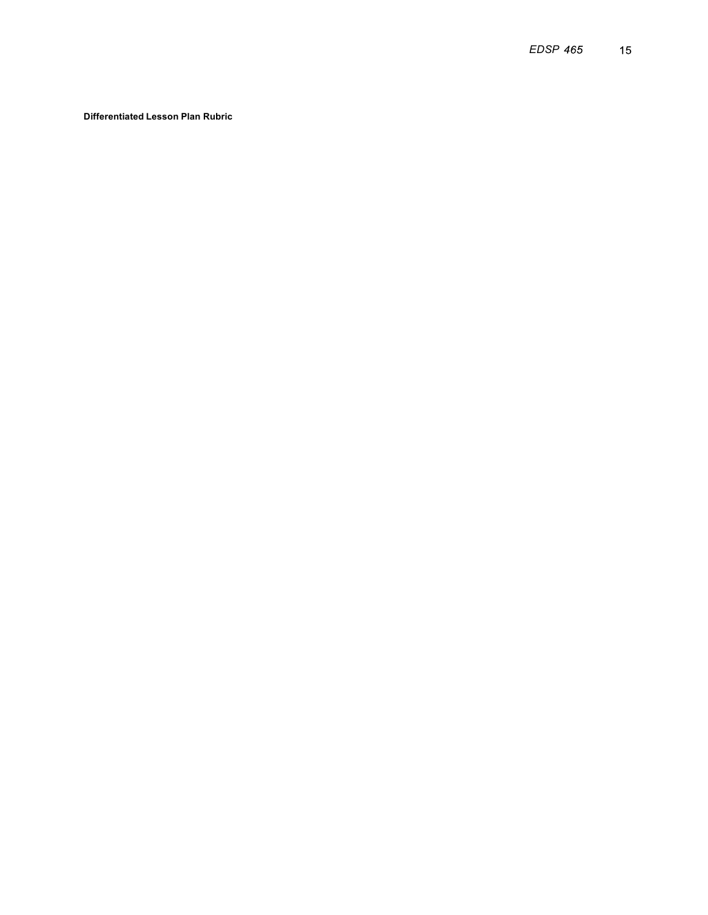**Differentiated Lesson Plan Rubric**